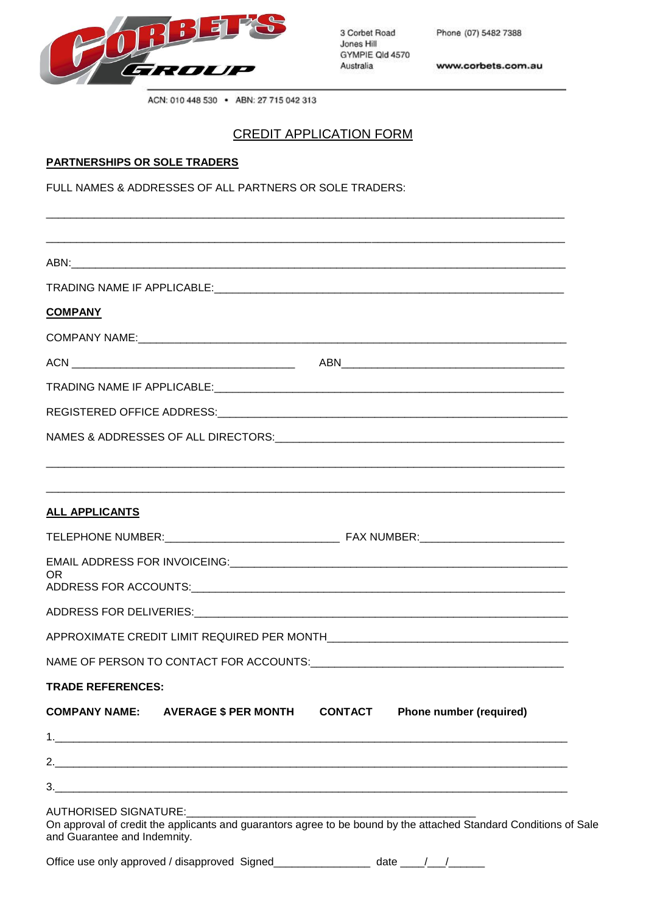CORBET'S GROUP

3 Corbet Road
Jones Hill
GYMPIE Qld 4570
Australia

Phone (07) 5482 7388

www.corbets.com.au

ACN: 010 448 530 • ABN: 27 715 042 313

# CREDIT APPLICATION FORM

## PARTNERSHIPS OR SOLE TRADERS

FULL NAMES & ADDRESSES OF ALL PARTNERS OR SOLE TRADERS:

_______________________________________________________________________________

_______________________________________________________________________________

ABN:___________________________________________________________________________

TRADING NAME IF APPLICABLE:____________________________________________________

## COMPANY

COMPANY NAME:__________________________________________________________________

ACN ____________________________________ ABN____________________________________

TRADING NAME IF APPLICABLE:____________________________________________________

REGISTERED OFFICE ADDRESS:____________________________________________________

NAMES & ADDRESSES OF ALL DIRECTORS:____________________________________________

_______________________________________________________________________________

_______________________________________________________________________________

## ALL APPLICANTS

TELEPHONE NUMBER:____________________________ FAX NUMBER:_______________________

EMAIL ADDRESS FOR INVOICEING:__________________________________________________
OR
ADDRESS FOR ACCOUNTS:_________________________________________________________

ADDRESS FOR DELIVERIES:_______________________________________________________

APPROXIMATE CREDIT LIMIT REQUIRED PER MONTH_____________________________________

NAME OF PERSON TO CONTACT FOR ACCOUNTS:_______________________________________

**TRADE REFERENCES:**

**COMPANY NAME: AVERAGE $ PER MONTH CONTACT Phone number (required)**

1.______________________________________________________________________________

2.______________________________________________________________________________

3.______________________________________________________________________________

AUTHORISED SIGNATURE:_______________________________________________
On approval of credit the applicants and guarantors agree to be bound by the attached Standard Conditions of Sale and Guarantee and Indemnity.

Office use only approved / disapproved Signed________________ date ____/___/______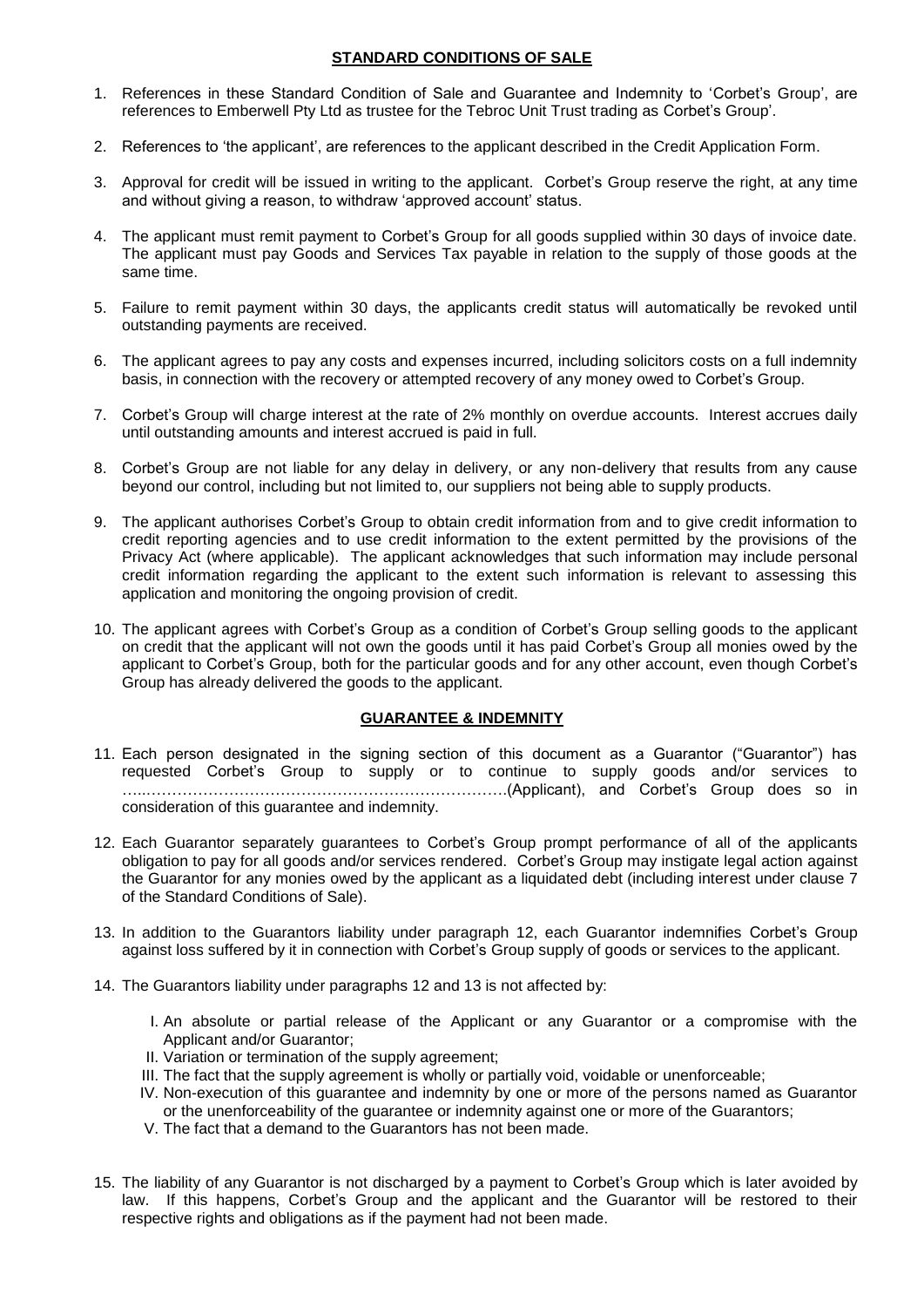## STANDARD CONDITIONS OF SALE

1. References in these Standard Condition of Sale and Guarantee and Indemnity to 'Corbet's Group', are references to Emberwell Pty Ltd as trustee for the Tebroc Unit Trust trading as Corbet's Group'.
2. References to 'the applicant', are references to the applicant described in the Credit Application Form.
3. Approval for credit will be issued in writing to the applicant. Corbet's Group reserve the right, at any time and without giving a reason, to withdraw 'approved account' status.
4. The applicant must remit payment to Corbet's Group for all goods supplied within 30 days of invoice date. The applicant must pay Goods and Services Tax payable in relation to the supply of those goods at the same time.
5. Failure to remit payment within 30 days, the applicants credit status will automatically be revoked until outstanding payments are received.
6. The applicant agrees to pay any costs and expenses incurred, including solicitors costs on a full indemnity basis, in connection with the recovery or attempted recovery of any money owed to Corbet's Group.
7. Corbet's Group will charge interest at the rate of 2% monthly on overdue accounts. Interest accrues daily until outstanding amounts and interest accrued is paid in full.
8. Corbet's Group are not liable for any delay in delivery, or any non-delivery that results from any cause beyond our control, including but not limited to, our suppliers not being able to supply products.
9. The applicant authorises Corbet's Group to obtain credit information from and to give credit information to credit reporting agencies and to use credit information to the extent permitted by the provisions of the Privacy Act (where applicable). The applicant acknowledges that such information may include personal credit information regarding the applicant to the extent such information is relevant to assessing this application and monitoring the ongoing provision of credit.
10. The applicant agrees with Corbet's Group as a condition of Corbet's Group selling goods to the applicant on credit that the applicant will not own the goods until it has paid Corbet's Group all monies owed by the applicant to Corbet's Group, both for the particular goods and for any other account, even though Corbet's Group has already delivered the goods to the applicant.

## GUARANTEE & INDEMNITY

11. Each person designated in the signing section of this document as a Guarantor ("Guarantor") has requested Corbet's Group to supply or to continue to supply goods and/or services to …..…………………………………………………………….(Applicant), and Corbet's Group does so in consideration of this guarantee and indemnity.
12. Each Guarantor separately guarantees to Corbet's Group prompt performance of all of the applicants obligation to pay for all goods and/or services rendered. Corbet's Group may instigate legal action against the Guarantor for any monies owed by the applicant as a liquidated debt (including interest under clause 7 of the Standard Conditions of Sale).
13. In addition to the Guarantors liability under paragraph 12, each Guarantor indemnifies Corbet's Group against loss suffered by it in connection with Corbet's Group supply of goods or services to the applicant.
14. The Guarantors liability under paragraphs 12 and 13 is not affected by:
    - I. An absolute or partial release of the Applicant or any Guarantor or a compromise with the Applicant and/or Guarantor;
    - II. Variation or termination of the supply agreement;
    - III. The fact that the supply agreement is wholly or partially void, voidable or unenforceable;
    - IV. Non-execution of this guarantee and indemnity by one or more of the persons named as Guarantor or the unenforceability of the guarantee or indemnity against one or more of the Guarantors;
    - V. The fact that a demand to the Guarantors has not been made.
15. The liability of any Guarantor is not discharged by a payment to Corbet's Group which is later avoided by law. If this happens, Corbet's Group and the applicant and the Guarantor will be restored to their respective rights and obligations as if the payment had not been made.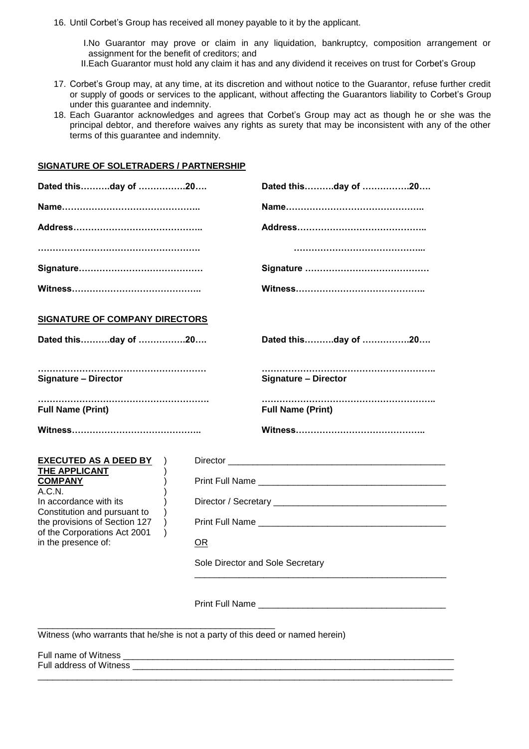16. Until Corbet's Group has received all money payable to it by the applicant.

    I. No Guarantor may prove or claim in any liquidation, bankruptcy, composition arrangement or assignment for the benefit of creditors; and

    II. Each Guarantor must hold any claim it has and any dividend it receives on trust for Corbet's Group

17. Corbet's Group may, at any time, at its discretion and without notice to the Guarantor, refuse further credit or supply of goods or services to the applicant, without affecting the Guarantors liability to Corbet's Group under this guarantee and indemnity.
18. Each Guarantor acknowledges and agrees that Corbet's Group may act as though he or she was the principal debtor, and therefore waives any rights as surety that may be inconsistent with any of the other terms of this guarantee and indemnity.

**SIGNATURE OF SOLETRADERS / PARTNERSHIP**

| | |
|---|---|
| **Dated this……….day of …………….20….** | **Dated this……….day of …………….20….** |
| **Name………………………………………..** | **Name………………………………………..** |
| **Address……………………………………..** | **Address……………………………………..** |
| **……………………………………………….** | **……………………………………...** |
| **Signature……………………………………** | **Signature ……………………………………** |
| **Witness……………………………………..** | **Witness……………………………………..** |

**SIGNATURE OF COMPANY DIRECTORS**

| | |
|---|---|
| **Dated this……….day of …………….20….** | **Dated this……….day of …………….20….** |
| **………………………………………………** | **……………………………………………….** |
| **Signature – Director** | **Signature – Director** |
| **……………………………………………….** | **……………………………………………….** |
| **Full Name (Print)** | **Full Name (Print)** |
| **Witness……………………………………..** | **Witness……………………………………..** |

**EXECUTED AS A DEED BY THE APPLICANT COMPANY**
A.C.N.
In accordance with its Constitution and pursuant to the provisions of Section 127 of the Corporations Act 2001 in the presence of:

Director ____________________________________________

Print Full Name ______________________________________

Director / Secretary __________________________________

Print Full Name ______________________________________

OR

Sole Director and Sole Secretary

____________________________________________________

Print Full Name ______________________________________

____________________________________________________

Witness (who warrants that he/she is not a party of this deed or named herein)

Full name of Witness ___________________________________________________________________

Full address of Witness _________________________________________________________________

________________________________________________________________________________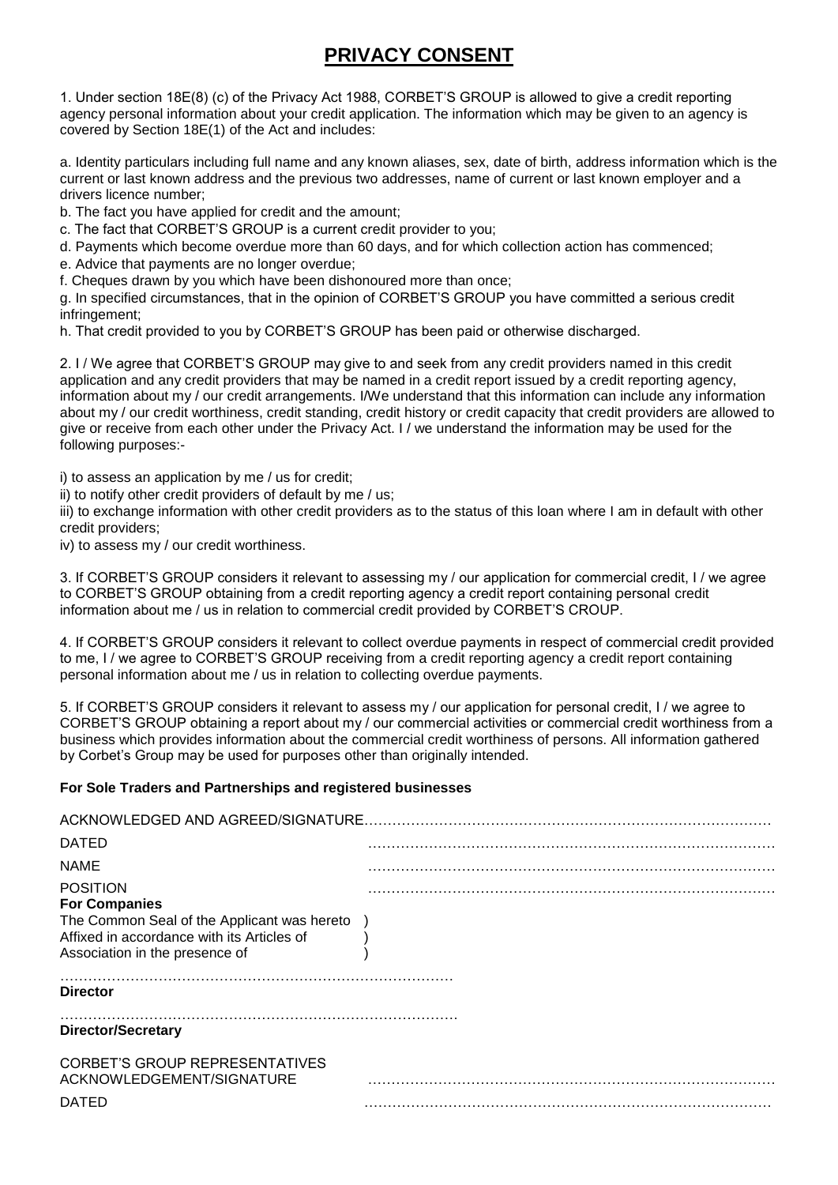# PRIVACY CONSENT

1. Under section 18E(8) (c) of the Privacy Act 1988, CORBET'S GROUP is allowed to give a credit reporting agency personal information about your credit application. The information which may be given to an agency is covered by Section 18E(1) of the Act and includes:

a. Identity particulars including full name and any known aliases, sex, date of birth, address information which is the current or last known address and the previous two addresses, name of current or last known employer and a drivers licence number;
b. The fact you have applied for credit and the amount;
c. The fact that CORBET'S GROUP is a current credit provider to you;
d. Payments which become overdue more than 60 days, and for which collection action has commenced;
e. Advice that payments are no longer overdue;
f. Cheques drawn by you which have been dishonoured more than once;
g. In specified circumstances, that in the opinion of CORBET'S GROUP you have committed a serious credit infringement;
h. That credit provided to you by CORBET'S GROUP has been paid or otherwise discharged.

2. I / We agree that CORBET'S GROUP may give to and seek from any credit providers named in this credit application and any credit providers that may be named in a credit report issued by a credit reporting agency, information about my / our credit arrangements. I/We understand that this information can include any information about my / our credit worthiness, credit standing, credit history or credit capacity that credit providers are allowed to give or receive from each other under the Privacy Act. I / we understand the information may be used for the following purposes:-

i) to assess an application by me / us for credit;
ii) to notify other credit providers of default by me / us;
iii) to exchange information with other credit providers as to the status of this loan where I am in default with other credit providers;
iv) to assess my / our credit worthiness.

3. If CORBET'S GROUP considers it relevant to assessing my / our application for commercial credit, I / we agree to CORBET'S GROUP obtaining from a credit reporting agency a credit report containing personal credit information about me / us in relation to commercial credit provided by CORBET'S CROUP.

4. If CORBET'S GROUP considers it relevant to collect overdue payments in respect of commercial credit provided to me, I / we agree to CORBET'S GROUP receiving from a credit reporting agency a credit report containing personal information about me / us in relation to collecting overdue payments.

5. If CORBET'S GROUP considers it relevant to assess my / our application for personal credit, I / we agree to CORBET'S GROUP obtaining a report about my / our commercial activities or commercial credit worthiness from a business which provides information about the commercial credit worthiness of persons. All information gathered by Corbet's Group may be used for purposes other than originally intended.

**For Sole Traders and Partnerships and registered businesses**

ACKNOWLEDGED AND AGREED/SIGNATURE…………………………………………………………………………

DATED …………………………………………………………………………

NAME …………………………………………………………………………

POSITION …………………………………………………………………………

**For Companies**

The Common Seal of the Applicant was hereto )
Affixed in accordance with its Articles of )
Association in the presence of )

…………………………………………………………………………
**Director**

…………………………………………………………………………
**Director/Secretary**

CORBET'S GROUP REPRESENTATIVES
ACKNOWLEDGEMENT/SIGNATURE …………………………………………………………………………

DATED …………………………………………………………………………